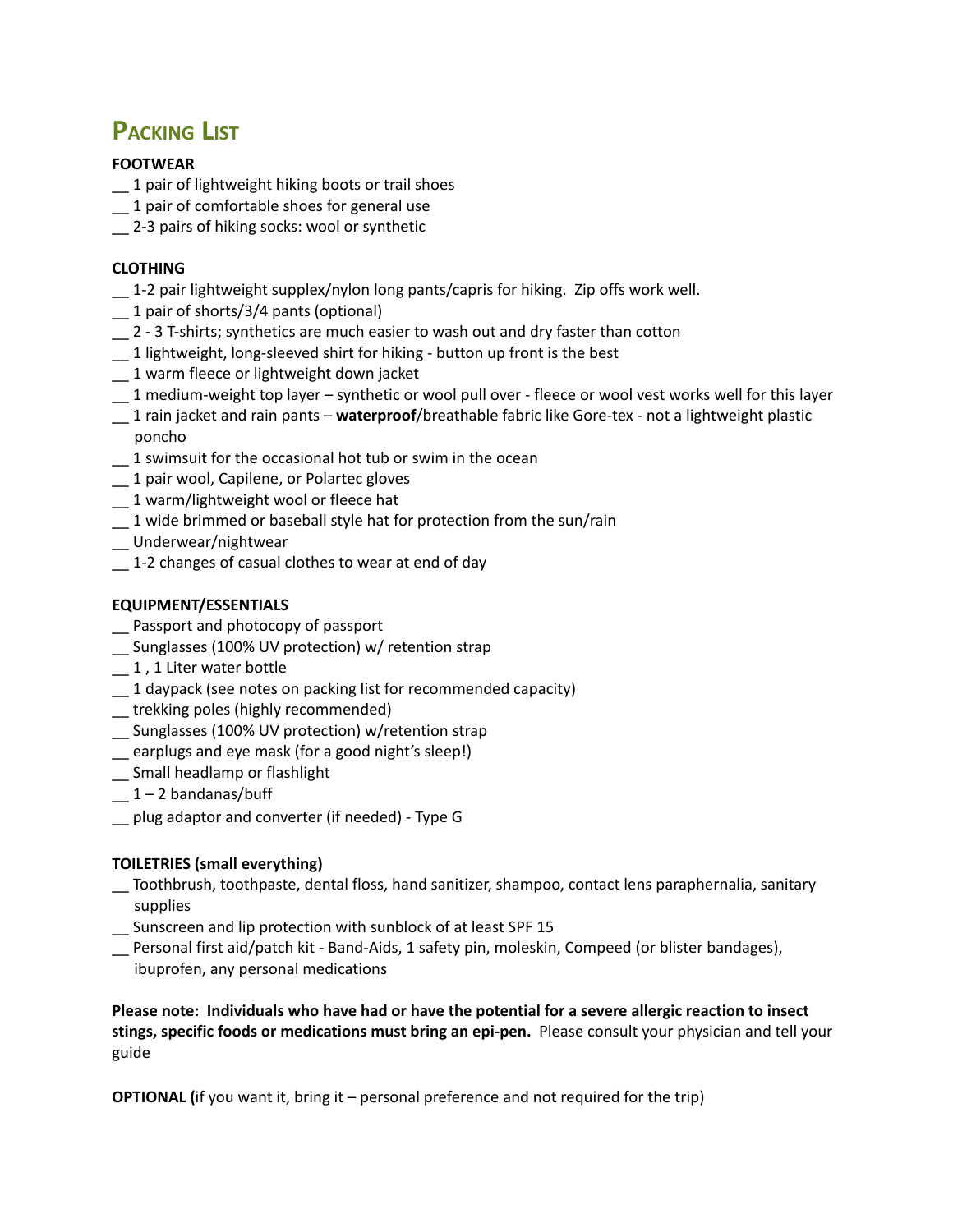# Packing List

**FOOTWEAR**

__ 1 pair of lightweight hiking boots or trail shoes
__ 1 pair of comfortable shoes for general use
__ 2-3 pairs of hiking socks: wool or synthetic

**CLOTHING**

__ 1-2 pair lightweight supplex/nylon long pants/capris for hiking.  Zip offs work well.
__ 1 pair of shorts/3/4 pants (optional)
__ 2 - 3 T-shirts; synthetics are much easier to wash out and dry faster than cotton
__ 1 lightweight, long-sleeved shirt for hiking - button up front is the best
__ 1 warm fleece or lightweight down jacket
__ 1 medium-weight top layer – synthetic or wool pull over - fleece or wool vest works well for this layer
__ 1 rain jacket and rain pants – **waterproof**/breathable fabric like Gore-tex - not a lightweight plastic poncho
__ 1 swimsuit for the occasional hot tub or swim in the ocean
__ 1 pair wool, Capilene, or Polartec gloves
__ 1 warm/lightweight wool or fleece hat
__ 1 wide brimmed or baseball style hat for protection from the sun/rain
__ Underwear/nightwear
__ 1-2 changes of casual clothes to wear at end of day

**EQUIPMENT/ESSENTIALS**

__ Passport and photocopy of passport
__ Sunglasses (100% UV protection) w/ retention strap
__ 1 , 1 Liter water bottle
__ 1 daypack (see notes on packing list for recommended capacity)
__ trekking poles (highly recommended)
__ Sunglasses (100% UV protection) w/retention strap
__ earplugs and eye mask (for a good night's sleep!)
__ Small headlamp or flashlight
__ 1 – 2 bandanas/buff
__ plug adaptor and converter (if needed) - Type G

**TOILETRIES (small everything)**

__ Toothbrush, toothpaste, dental floss, hand sanitizer, shampoo, contact lens paraphernalia, sanitary supplies
__ Sunscreen and lip protection with sunblock of at least SPF 15
__ Personal first aid/patch kit - Band-Aids, 1 safety pin, moleskin, Compeed (or blister bandages), ibuprofen, any personal medications

**Please note:  Individuals who have had or have the potential for a severe allergic reaction to insect stings, specific foods or medications must bring an epi-pen.** Please consult your physician and tell your guide

**OPTIONAL (**if you want it, bring it – personal preference and not required for the trip)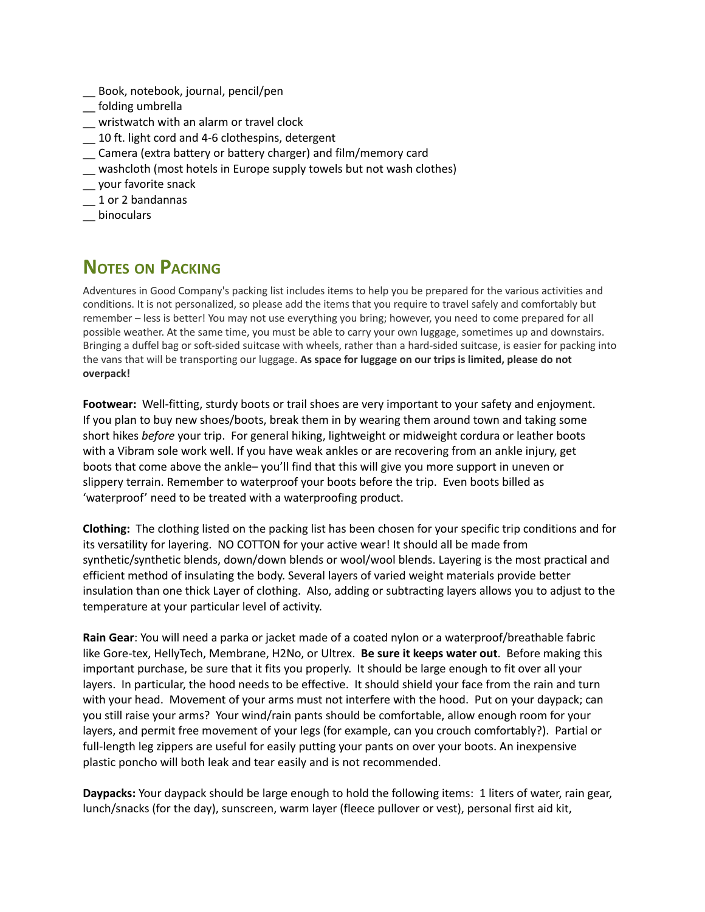__ Book, notebook, journal, pencil/pen
__ folding umbrella
__ wristwatch with an alarm or travel clock
__ 10 ft. light cord and 4-6 clothespins, detergent
__ Camera (extra battery or battery charger) and film/memory card
__ washcloth (most hotels in Europe supply towels but not wash clothes)
__ your favorite snack
__ 1 or 2 bandannas
__ binoculars

## Notes on Packing

Adventures in Good Company's packing list includes items to help you be prepared for the various activities and conditions. It is not personalized, so please add the items that you require to travel safely and comfortably but remember – less is better! You may not use everything you bring; however, you need to come prepared for all possible weather. At the same time, you must be able to carry your own luggage, sometimes up and downstairs. Bringing a duffel bag or soft-sided suitcase with wheels, rather than a hard-sided suitcase, is easier for packing into the vans that will be transporting our luggage. **As space for luggage on our trips is limited, please do not overpack!**

**Footwear:** Well-fitting, sturdy boots or trail shoes are very important to your safety and enjoyment. If you plan to buy new shoes/boots, break them in by wearing them around town and taking some short hikes *before* your trip. For general hiking, lightweight or midweight cordura or leather boots with a Vibram sole work well. If you have weak ankles or are recovering from an ankle injury, get boots that come above the ankle– you'll find that this will give you more support in uneven or slippery terrain. Remember to waterproof your boots before the trip. Even boots billed as 'waterproof' need to be treated with a waterproofing product.

**Clothing:** The clothing listed on the packing list has been chosen for your specific trip conditions and for its versatility for layering. NO COTTON for your active wear! It should all be made from synthetic/synthetic blends, down/down blends or wool/wool blends. Layering is the most practical and efficient method of insulating the body. Several layers of varied weight materials provide better insulation than one thick Layer of clothing. Also, adding or subtracting layers allows you to adjust to the temperature at your particular level of activity.

**Rain Gear**: You will need a parka or jacket made of a coated nylon or a waterproof/breathable fabric like Gore-tex, HellyTech, Membrane, H2No, or Ultrex. **Be sure it keeps water out**. Before making this important purchase, be sure that it fits you properly. It should be large enough to fit over all your layers. In particular, the hood needs to be effective. It should shield your face from the rain and turn with your head. Movement of your arms must not interfere with the hood. Put on your daypack; can you still raise your arms? Your wind/rain pants should be comfortable, allow enough room for your layers, and permit free movement of your legs (for example, can you crouch comfortably?). Partial or full-length leg zippers are useful for easily putting your pants on over your boots. An inexpensive plastic poncho will both leak and tear easily and is not recommended.

**Daypacks:** Your daypack should be large enough to hold the following items: 1 liters of water, rain gear, lunch/snacks (for the day), sunscreen, warm layer (fleece pullover or vest), personal first aid kit,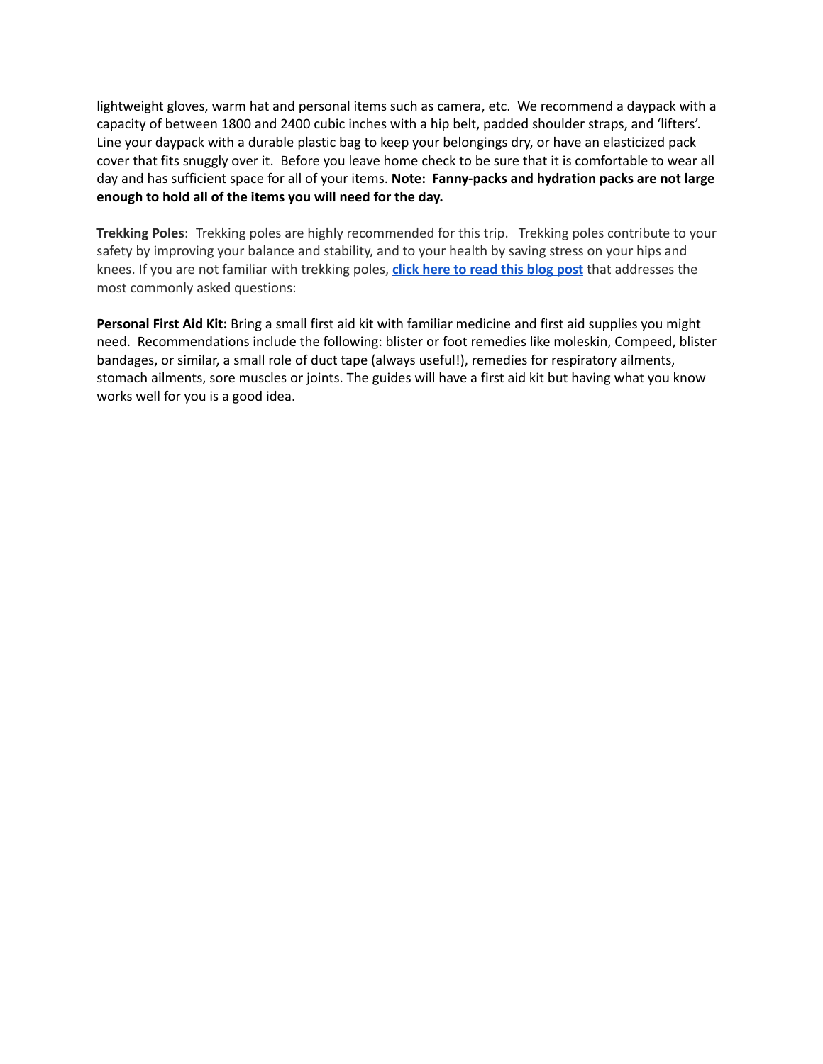lightweight gloves, warm hat and personal items such as camera, etc. We recommend a daypack with a capacity of between 1800 and 2400 cubic inches with a hip belt, padded shoulder straps, and 'lifters'. Line your daypack with a durable plastic bag to keep your belongings dry, or have an elasticized pack cover that fits snuggly over it. Before you leave home check to be sure that it is comfortable to wear all day and has sufficient space for all of your items. **Note: Fanny-packs and hydration packs are not large enough to hold all of the items you will need for the day.**

**Trekking Poles**: Trekking poles are highly recommended for this trip. Trekking poles contribute to your safety by improving your balance and stability, and to your health by saving stress on your hips and knees. If you are not familiar with trekking poles, **click here to read this blog post** that addresses the most commonly asked questions:

**Personal First Aid Kit:** Bring a small first aid kit with familiar medicine and first aid supplies you might need. Recommendations include the following: blister or foot remedies like moleskin, Compeed, blister bandages, or similar, a small role of duct tape (always useful!), remedies for respiratory ailments, stomach ailments, sore muscles or joints. The guides will have a first aid kit but having what you know works well for you is a good idea.